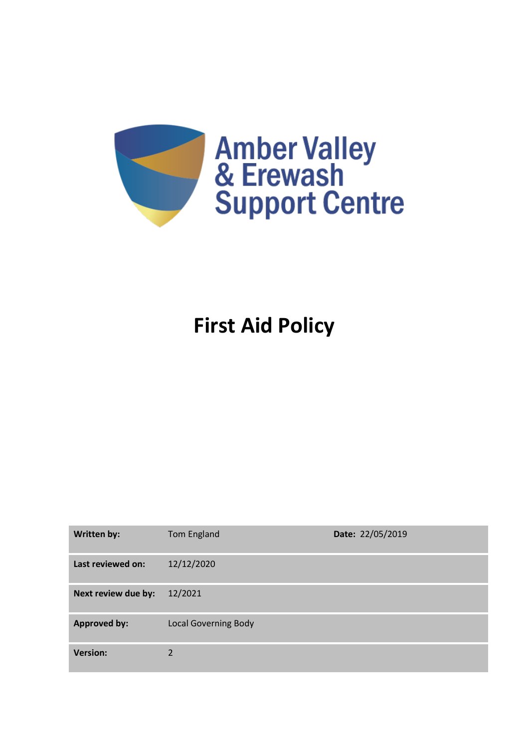Amber Valley & Erewash Support Centre

# First Aid Policy

| Written by: | Tom England | Date: 22/05/2019 |
|---|---|---|
| Last reviewed on: | 12/12/2020 | |
| Next review due by: | 12/2021 | |
| Approved by: | Local Governing Body | |
| Version: | 2 | |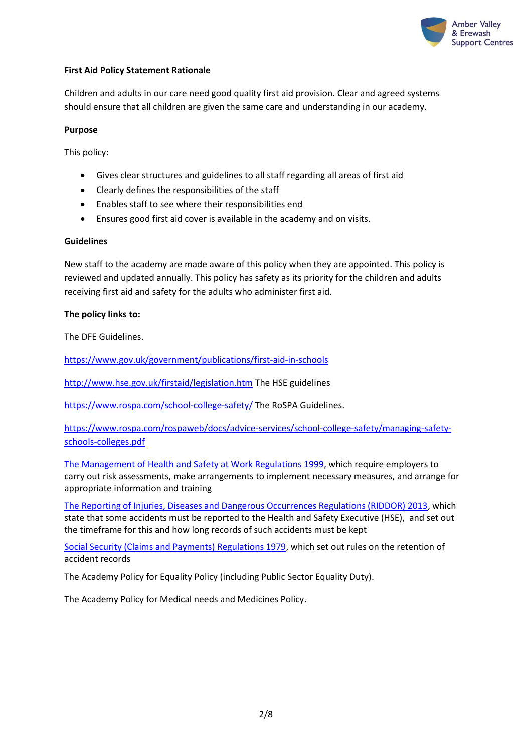**First Aid Policy Statement Rationale**

Children and adults in our care need good quality first aid provision. Clear and agreed systems should ensure that all children are given the same care and understanding in our academy.

**Purpose**

This policy:

- Gives clear structures and guidelines to all staff regarding all areas of first aid
- Clearly defines the responsibilities of the staff
- Enables staff to see where their responsibilities end
- Ensures good first aid cover is available in the academy and on visits.

**Guidelines**

New staff to the academy are made aware of this policy when they are appointed. This policy is reviewed and updated annually. This policy has safety as its priority for the children and adults receiving first aid and safety for the adults who administer first aid.

**The policy links to:**

The DFE Guidelines.

https://www.gov.uk/government/publications/first-aid-in-schools

http://www.hse.gov.uk/firstaid/legislation.htm The HSE guidelines

https://www.rospa.com/school-college-safety/ The RoSPA Guidelines.

https://www.rospa.com/rospaweb/docs/advice-services/school-college-safety/managing-safety-schools-colleges.pdf

The Management of Health and Safety at Work Regulations 1999, which require employers to carry out risk assessments, make arrangements to implement necessary measures, and arrange for appropriate information and training

The Reporting of Injuries, Diseases and Dangerous Occurrences Regulations (RIDDOR) 2013, which state that some accidents must be reported to the Health and Safety Executive (HSE), and set out the timeframe for this and how long records of such accidents must be kept

Social Security (Claims and Payments) Regulations 1979, which set out rules on the retention of accident records

The Academy Policy for Equality Policy (including Public Sector Equality Duty).

The Academy Policy for Medical needs and Medicines Policy.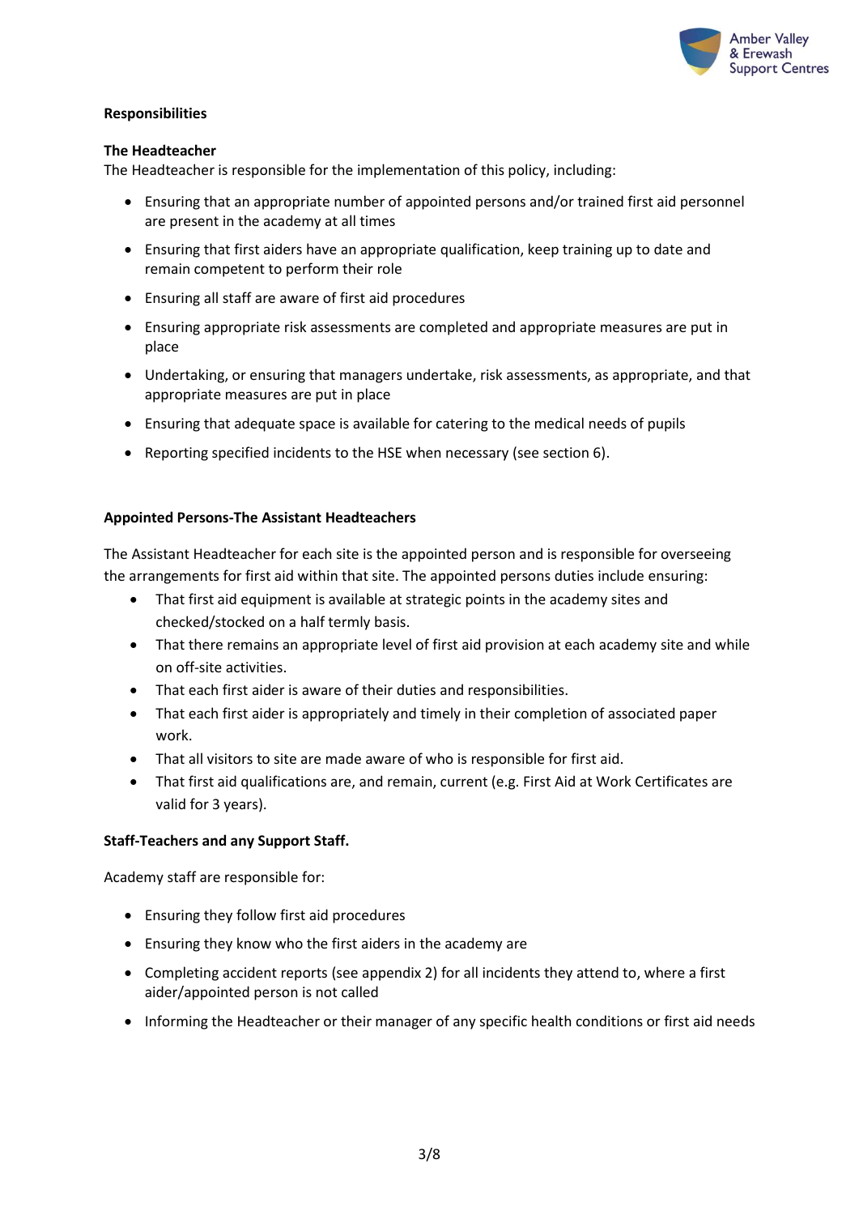## Responsibilities

### The Headteacher

The Headteacher is responsible for the implementation of this policy, including:

- Ensuring that an appropriate number of appointed persons and/or trained first aid personnel are present in the academy at all times
- Ensuring that first aiders have an appropriate qualification, keep training up to date and remain competent to perform their role
- Ensuring all staff are aware of first aid procedures
- Ensuring appropriate risk assessments are completed and appropriate measures are put in place
- Undertaking, or ensuring that managers undertake, risk assessments, as appropriate, and that appropriate measures are put in place
- Ensuring that adequate space is available for catering to the medical needs of pupils
- Reporting specified incidents to the HSE when necessary (see section 6).

### Appointed Persons-The Assistant Headteachers

The Assistant Headteacher for each site is the appointed person and is responsible for overseeing the arrangements for first aid within that site. The appointed persons duties include ensuring:

- That first aid equipment is available at strategic points in the academy sites and checked/stocked on a half termly basis.
- That there remains an appropriate level of first aid provision at each academy site and while on off-site activities.
- That each first aider is aware of their duties and responsibilities.
- That each first aider is appropriately and timely in their completion of associated paper work.
- That all visitors to site are made aware of who is responsible for first aid.
- That first aid qualifications are, and remain, current (e.g. First Aid at Work Certificates are valid for 3 years).

### Staff-Teachers and any Support Staff.

Academy staff are responsible for:

- Ensuring they follow first aid procedures
- Ensuring they know who the first aiders in the academy are
- Completing accident reports (see appendix 2) for all incidents they attend to, where a first aider/appointed person is not called
- Informing the Headteacher or their manager of any specific health conditions or first aid needs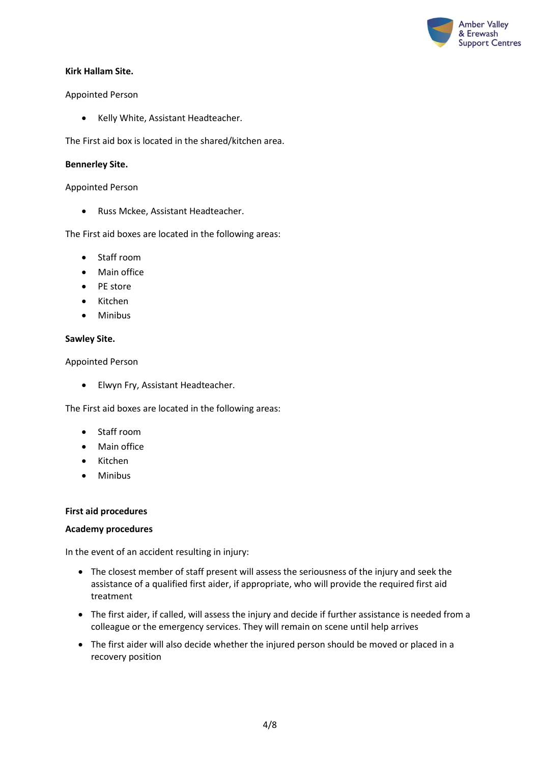**Kirk Hallam Site.**

Appointed Person

- Kelly White, Assistant Headteacher.

The First aid box is located in the shared/kitchen area.

**Bennerley Site.**

Appointed Person

- Russ Mckee, Assistant Headteacher.

The First aid boxes are located in the following areas:

- Staff room
- Main office
- PE store
- Kitchen
- Minibus

**Sawley Site.**

Appointed Person

- Elwyn Fry, Assistant Headteacher.

The First aid boxes are located in the following areas:

- Staff room
- Main office
- Kitchen
- Minibus

**First aid procedures**

**Academy procedures**

In the event of an accident resulting in injury:

- The closest member of staff present will assess the seriousness of the injury and seek the assistance of a qualified first aider, if appropriate, who will provide the required first aid treatment
- The first aider, if called, will assess the injury and decide if further assistance is needed from a colleague or the emergency services. They will remain on scene until help arrives
- The first aider will also decide whether the injured person should be moved or placed in a recovery position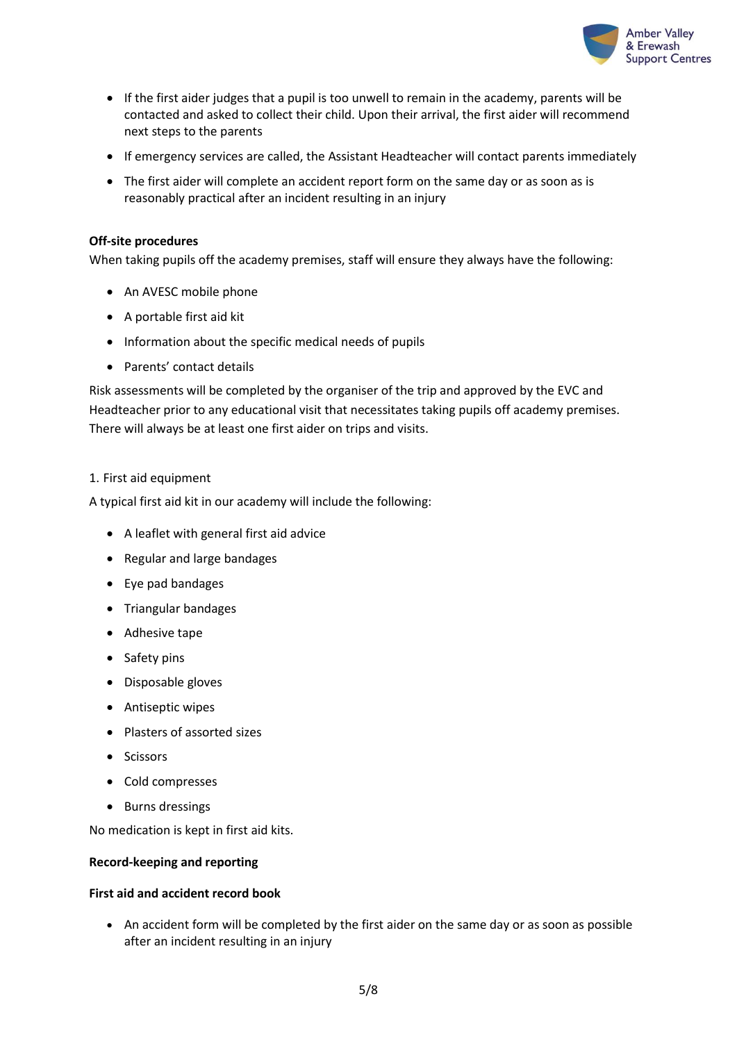- If the first aider judges that a pupil is too unwell to remain in the academy, parents will be contacted and asked to collect their child. Upon their arrival, the first aider will recommend next steps to the parents
- If emergency services are called, the Assistant Headteacher will contact parents immediately
- The first aider will complete an accident report form on the same day or as soon as is reasonably practical after an incident resulting in an injury

**Off-site procedures**

When taking pupils off the academy premises, staff will ensure they always have the following:

- An AVESC mobile phone
- A portable first aid kit
- Information about the specific medical needs of pupils
- Parents' contact details

Risk assessments will be completed by the organiser of the trip and approved by the EVC and Headteacher prior to any educational visit that necessitates taking pupils off academy premises. There will always be at least one first aider on trips and visits.

1. First aid equipment

A typical first aid kit in our academy will include the following:

- A leaflet with general first aid advice
- Regular and large bandages
- Eye pad bandages
- Triangular bandages
- Adhesive tape
- Safety pins
- Disposable gloves
- Antiseptic wipes
- Plasters of assorted sizes
- Scissors
- Cold compresses
- Burns dressings

No medication is kept in first aid kits.

**Record-keeping and reporting**

**First aid and accident record book**

- An accident form will be completed by the first aider on the same day or as soon as possible after an incident resulting in an injury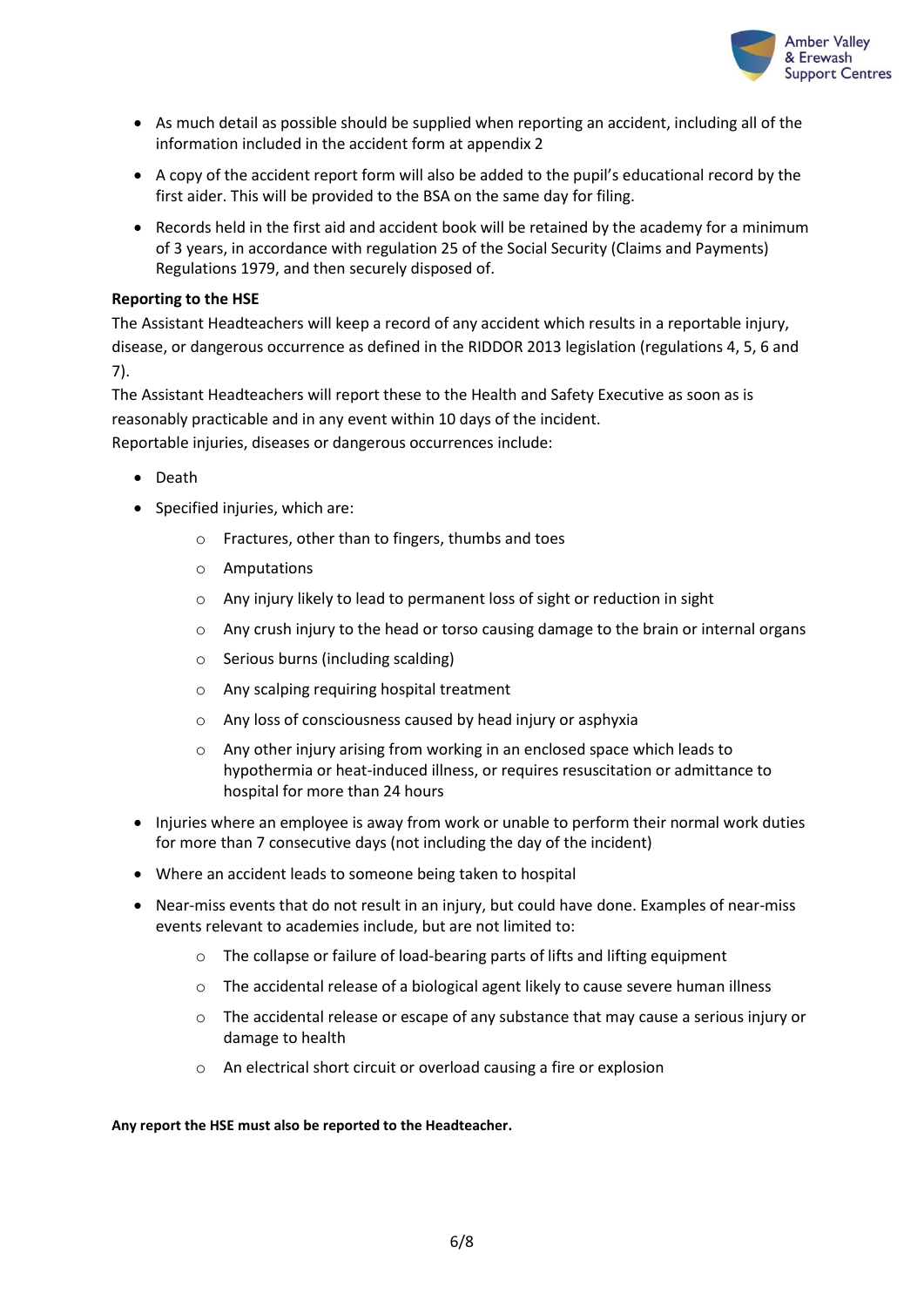- As much detail as possible should be supplied when reporting an accident, including all of the information included in the accident form at appendix 2
- A copy of the accident report form will also be added to the pupil's educational record by the first aider. This will be provided to the BSA on the same day for filing.
- Records held in the first aid and accident book will be retained by the academy for a minimum of 3 years, in accordance with regulation 25 of the Social Security (Claims and Payments) Regulations 1979, and then securely disposed of.

**Reporting to the HSE**

The Assistant Headteachers will keep a record of any accident which results in a reportable injury, disease, or dangerous occurrence as defined in the RIDDOR 2013 legislation (regulations 4, 5, 6 and 7).

The Assistant Headteachers will report these to the Health and Safety Executive as soon as is reasonably practicable and in any event within 10 days of the incident.

Reportable injuries, diseases or dangerous occurrences include:

- Death
- Specified injuries, which are:
    - Fractures, other than to fingers, thumbs and toes
    - Amputations
    - Any injury likely to lead to permanent loss of sight or reduction in sight
    - Any crush injury to the head or torso causing damage to the brain or internal organs
    - Serious burns (including scalding)
    - Any scalping requiring hospital treatment
    - Any loss of consciousness caused by head injury or asphyxia
    - Any other injury arising from working in an enclosed space which leads to hypothermia or heat-induced illness, or requires resuscitation or admittance to hospital for more than 24 hours
- Injuries where an employee is away from work or unable to perform their normal work duties for more than 7 consecutive days (not including the day of the incident)
- Where an accident leads to someone being taken to hospital
- Near-miss events that do not result in an injury, but could have done. Examples of near-miss events relevant to academies include, but are not limited to:
    - The collapse or failure of load-bearing parts of lifts and lifting equipment
    - The accidental release of a biological agent likely to cause severe human illness
    - The accidental release or escape of any substance that may cause a serious injury or damage to health
    - An electrical short circuit or overload causing a fire or explosion

**Any report the HSE must also be reported to the Headteacher.**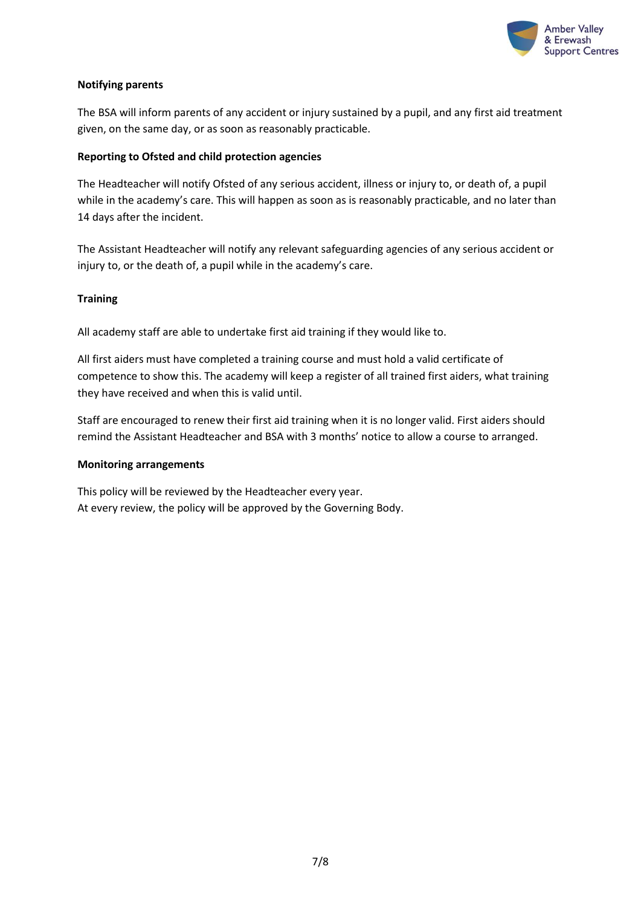**Notifying parents**

The BSA will inform parents of any accident or injury sustained by a pupil, and any first aid treatment given, on the same day, or as soon as reasonably practicable.

**Reporting to Ofsted and child protection agencies**

The Headteacher will notify Ofsted of any serious accident, illness or injury to, or death of, a pupil while in the academy's care. This will happen as soon as is reasonably practicable, and no later than 14 days after the incident.

The Assistant Headteacher will notify any relevant safeguarding agencies of any serious accident or injury to, or the death of, a pupil while in the academy's care.

**Training**

All academy staff are able to undertake first aid training if they would like to.

All first aiders must have completed a training course and must hold a valid certificate of competence to show this. The academy will keep a register of all trained first aiders, what training they have received and when this is valid until.

Staff are encouraged to renew their first aid training when it is no longer valid. First aiders should remind the Assistant Headteacher and BSA with 3 months' notice to allow a course to arranged.

**Monitoring arrangements**

This policy will be reviewed by the Headteacher every year.
At every review, the policy will be approved by the Governing Body.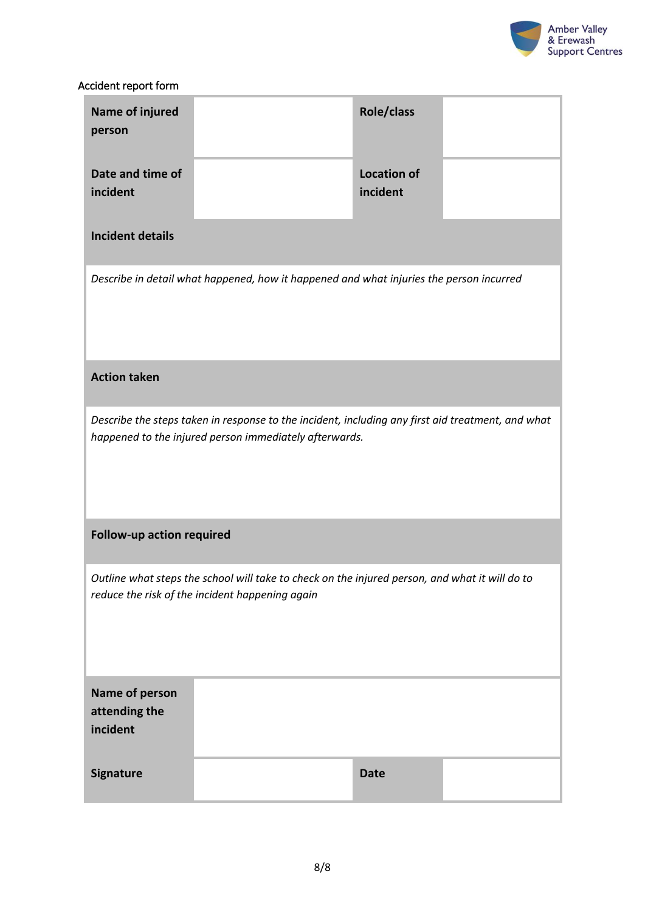Accident report form

| | | | |
|---|---|---|---|
| **Name of injured person** | | **Role/class** | |
| **Date and time of incident** | | **Location of incident** | |
| **Incident details** | | | |
| *Describe in detail what happened, how it happened and what injuries the person incurred* | | | |
| **Action taken** | | | |
| *Describe the steps taken in response to the incident, including any first aid treatment, and what happened to the injured person immediately afterwards.* | | | |
| **Follow-up action required** | | | |
| *Outline what steps the school will take to check on the injured person, and what it will do to reduce the risk of the incident happening again* | | | |
| **Name of person attending the incident** | | | |
| **Signature** | | **Date** | |